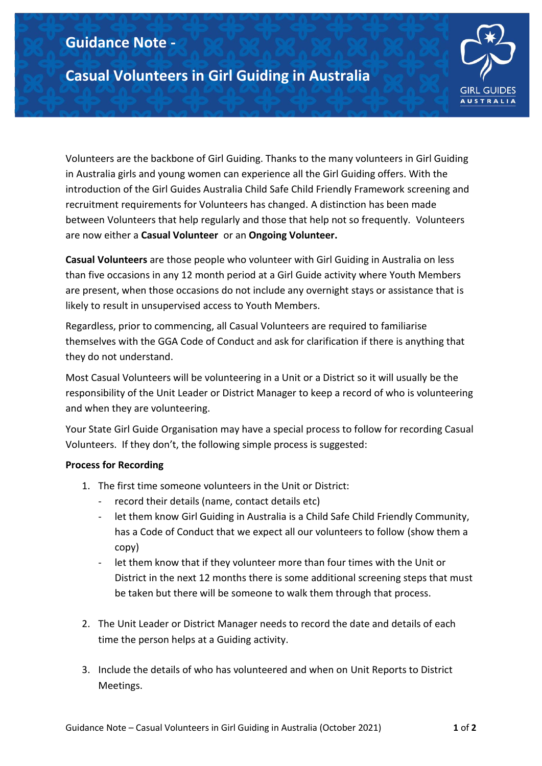# Guidance Note -

# Casual Volunteers in Girl Guiding in Australia

Volunteers are the backbone of Girl Guiding. Thanks to the many volunteers in Girl Guiding in Australia girls and young women can experience all the Girl Guiding offers. With the introduction of the Girl Guides Australia Child Safe Child Friendly Framework screening and recruitment requirements for Volunteers has changed. A distinction has been made between Volunteers that help regularly and those that help not so frequently. Volunteers are now either a **Casual Volunteer** or an **Ongoing Volunteer.**

**Casual Volunteers** are those people who volunteer with Girl Guiding in Australia on less than five occasions in any 12 month period at a Girl Guide activity where Youth Members are present, when those occasions do not include any overnight stays or assistance that is likely to result in unsupervised access to Youth Members.

Regardless, prior to commencing, all Casual Volunteers are required to familiarise themselves with the GGA Code of Conduct and ask for clarification if there is anything that they do not understand.

Most Casual Volunteers will be volunteering in a Unit or a District so it will usually be the responsibility of the Unit Leader or District Manager to keep a record of who is volunteering and when they are volunteering.

Your State Girl Guide Organisation may have a special process to follow for recording Casual Volunteers. If they don't, the following simple process is suggested:

**Process for Recording**

1. The first time someone volunteers in the Unit or District:
   - record their details (name, contact details etc)
   - let them know Girl Guiding in Australia is a Child Safe Child Friendly Community, has a Code of Conduct that we expect all our volunteers to follow (show them a copy)
   - let them know that if they volunteer more than four times with the Unit or District in the next 12 months there is some additional screening steps that must be taken but there will be someone to walk them through that process.

2. The Unit Leader or District Manager needs to record the date and details of each time the person helps at a Guiding activity.

3. Include the details of who has volunteered and when on Unit Reports to District Meetings.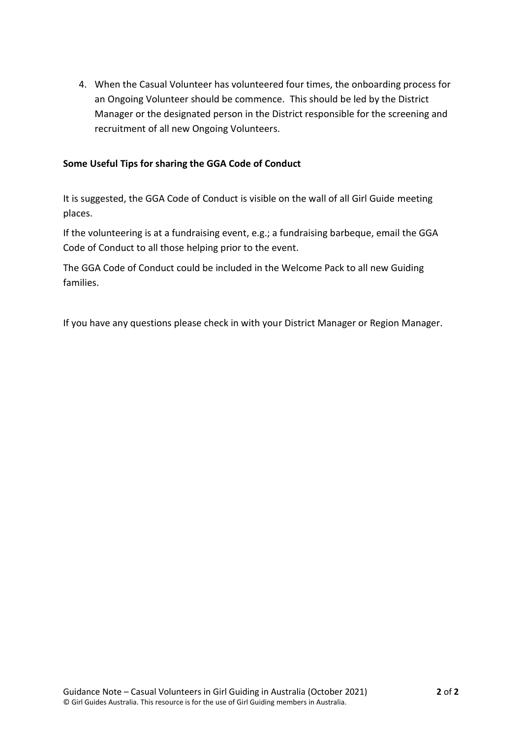4. When the Casual Volunteer has volunteered four times, the onboarding process for an Ongoing Volunteer should be commence. This should be led by the District Manager or the designated person in the District responsible for the screening and recruitment of all new Ongoing Volunteers.

**Some Useful Tips for sharing the GGA Code of Conduct**

It is suggested, the GGA Code of Conduct is visible on the wall of all Girl Guide meeting places.

If the volunteering is at a fundraising event, e.g.; a fundraising barbeque, email the GGA Code of Conduct to all those helping prior to the event.

The GGA Code of Conduct could be included in the Welcome Pack to all new Guiding families.

If you have any questions please check in with your District Manager or Region Manager.